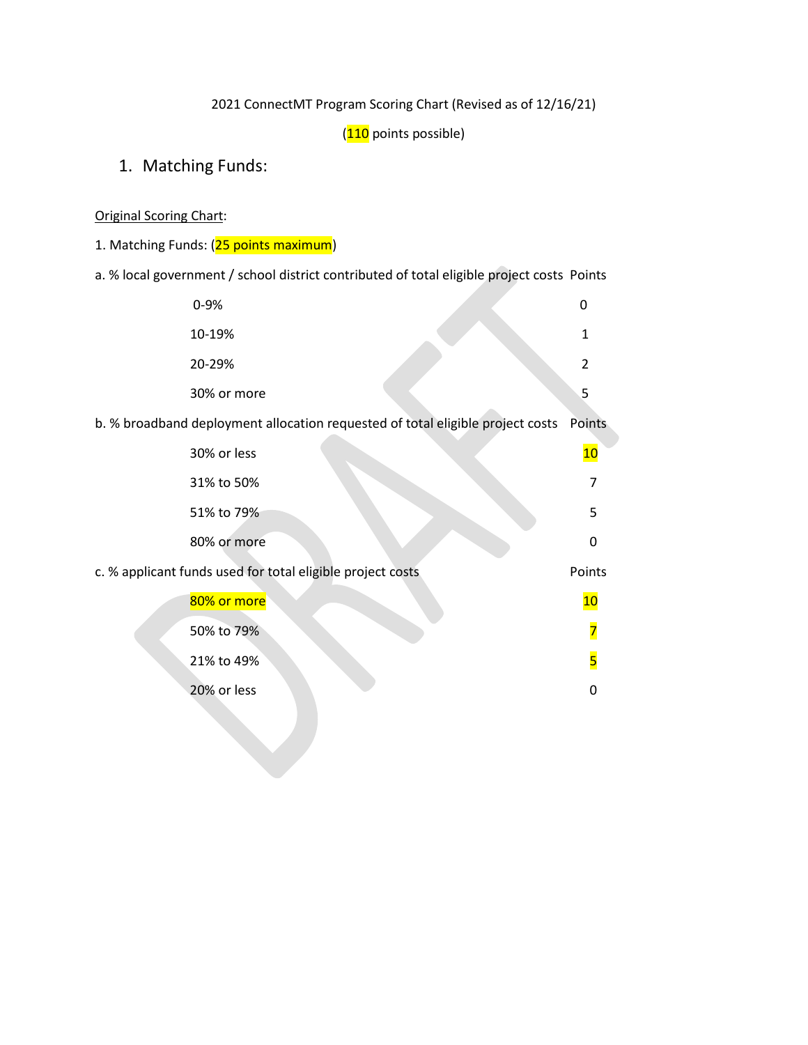2021 ConnectMT Program Scoring Chart (Revised as of 12/16/21)

(110 points possible)

## 1. Matching Funds:

Original Scoring Chart:

1. Matching Funds: (25 points maximum)

| a. % local government / school district contributed of total eligible project costs | Points |
|---|---|
| 0-9% | 0 |
| 10-19% | 1 |
| 20-29% | 2 |
| 30% or more | 5 |

| b. % broadband deployment allocation requested of total eligible project costs | Points |
|---|---|
| 30% or less | 10 |
| 31% to 50% | 7 |
| 51% to 79% | 5 |
| 80% or more | 0 |

| c. % applicant funds used for total eligible project costs | Points |
|---|---|
| 80% or more | 10 |
| 50% to 79% | 7 |
| 21% to 49% | 5 |
| 20% or less | 0 |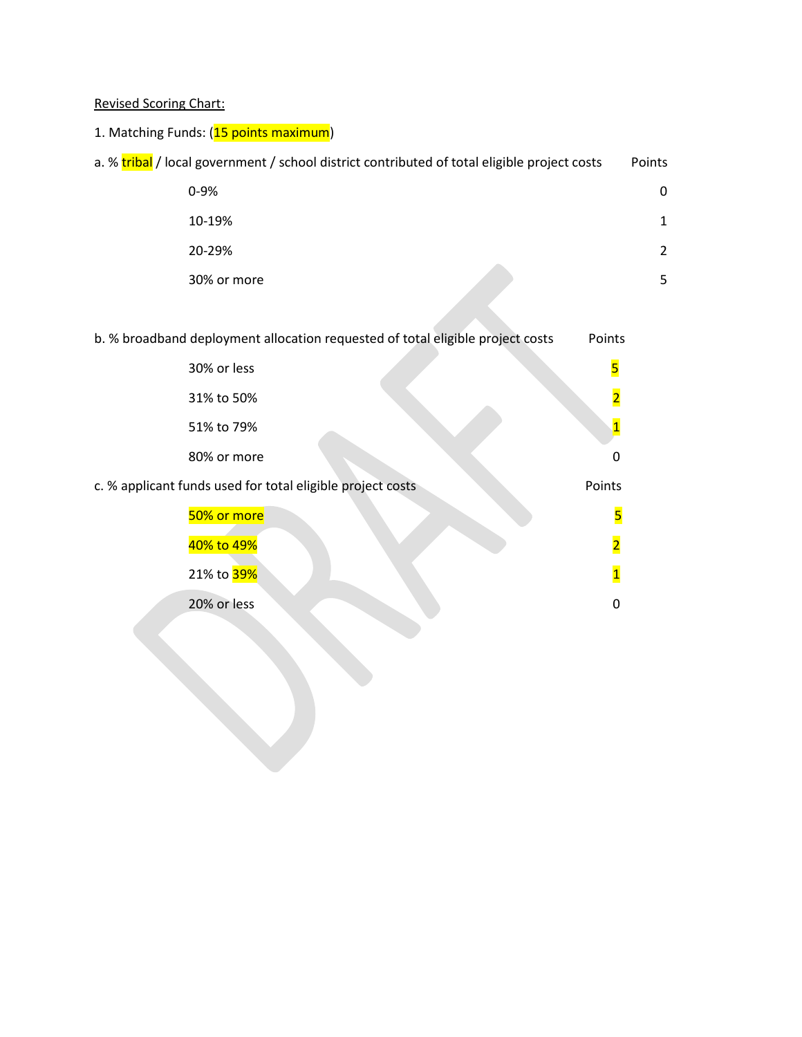Revised Scoring Chart:

1. Matching Funds: (15 points maximum)

| a. % tribal / local government / school district contributed of total eligible project costs | Points |
| --- | --- |
| 0-9% | 0 |
| 10-19% | 1 |
| 20-29% | 2 |
| 30% or more | 5 |

| b. % broadband deployment allocation requested of total eligible project costs | Points |
| --- | --- |
| 30% or less | 5 |
| 31% to 50% | 2 |
| 51% to 79% | 1 |
| 80% or more | 0 |

| c. % applicant funds used for total eligible project costs | Points |
| --- | --- |
| 50% or more | 5 |
| 40% to 49% | 2 |
| 21% to 39% | 1 |
| 20% or less | 0 |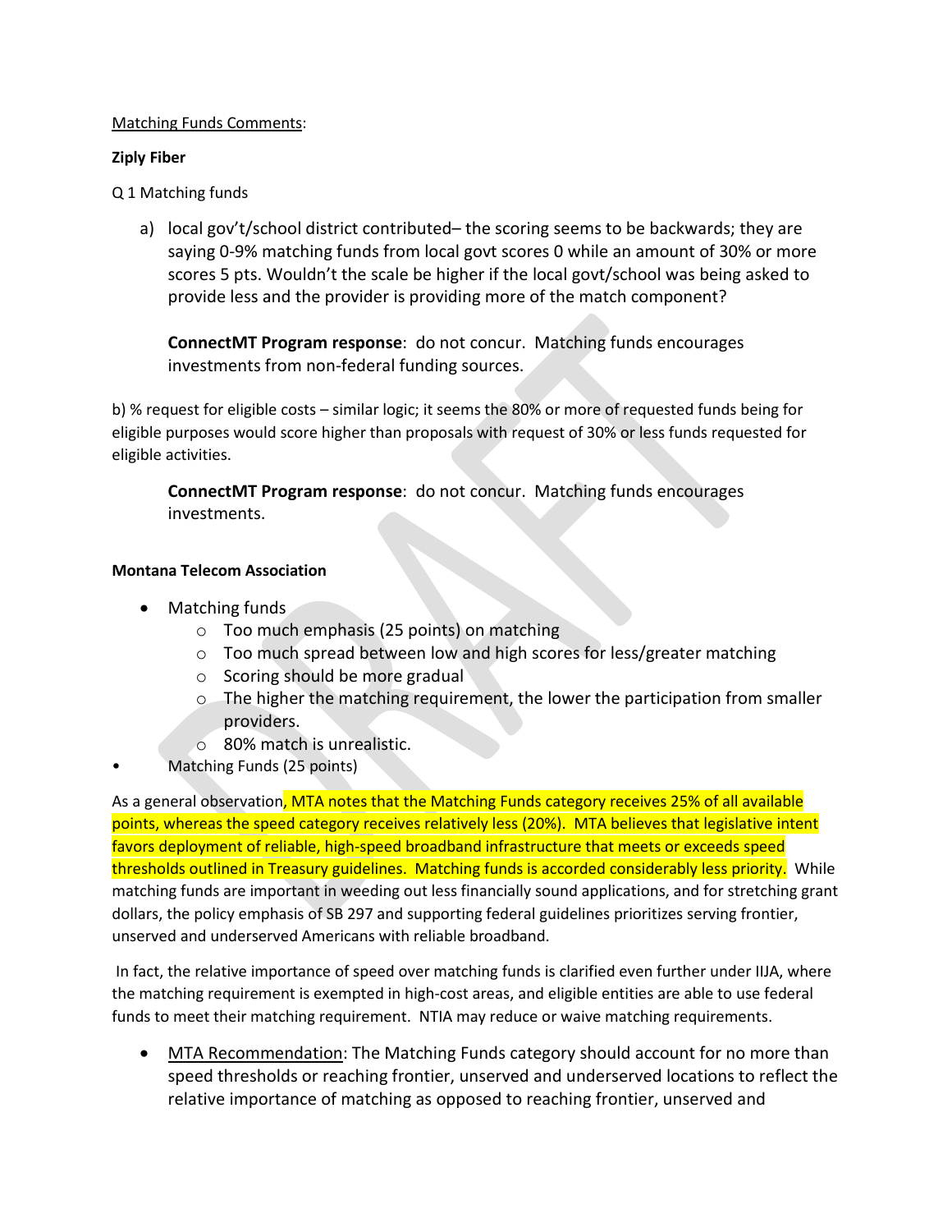Matching Funds Comments:

**Ziply Fiber**

Q 1 Matching funds

a) local gov't/school district contributed– the scoring seems to be backwards; they are saying 0-9% matching funds from local govt scores 0 while an amount of 30% or more scores 5 pts. Wouldn't the scale be higher if the local govt/school was being asked to provide less and the provider is providing more of the match component?

   **ConnectMT Program response**: do not concur. Matching funds encourages investments from non-federal funding sources.

b) % request for eligible costs – similar logic; it seems the 80% or more of requested funds being for eligible purposes would score higher than proposals with request of 30% or less funds requested for eligible activities.

   **ConnectMT Program response**: do not concur. Matching funds encourages investments.

**Montana Telecom Association**

- Matching funds
  - Too much emphasis (25 points) on matching
  - Too much spread between low and high scores for less/greater matching
  - Scoring should be more gradual
  - The higher the matching requirement, the lower the participation from smaller providers.
  - 80% match is unrealistic.
- Matching Funds (25 points)

As a general observation, MTA notes that the Matching Funds category receives 25% of all available points, whereas the speed category receives relatively less (20%). MTA believes that legislative intent favors deployment of reliable, high-speed broadband infrastructure that meets or exceeds speed thresholds outlined in Treasury guidelines. Matching funds is accorded considerably less priority. While matching funds are important in weeding out less financially sound applications, and for stretching grant dollars, the policy emphasis of SB 297 and supporting federal guidelines prioritizes serving frontier, unserved and underserved Americans with reliable broadband.

In fact, the relative importance of speed over matching funds is clarified even further under IIJA, where the matching requirement is exempted in high-cost areas, and eligible entities are able to use federal funds to meet their matching requirement. NTIA may reduce or waive matching requirements.

- MTA Recommendation: The Matching Funds category should account for no more than speed thresholds or reaching frontier, unserved and underserved locations to reflect the relative importance of matching as opposed to reaching frontier, unserved and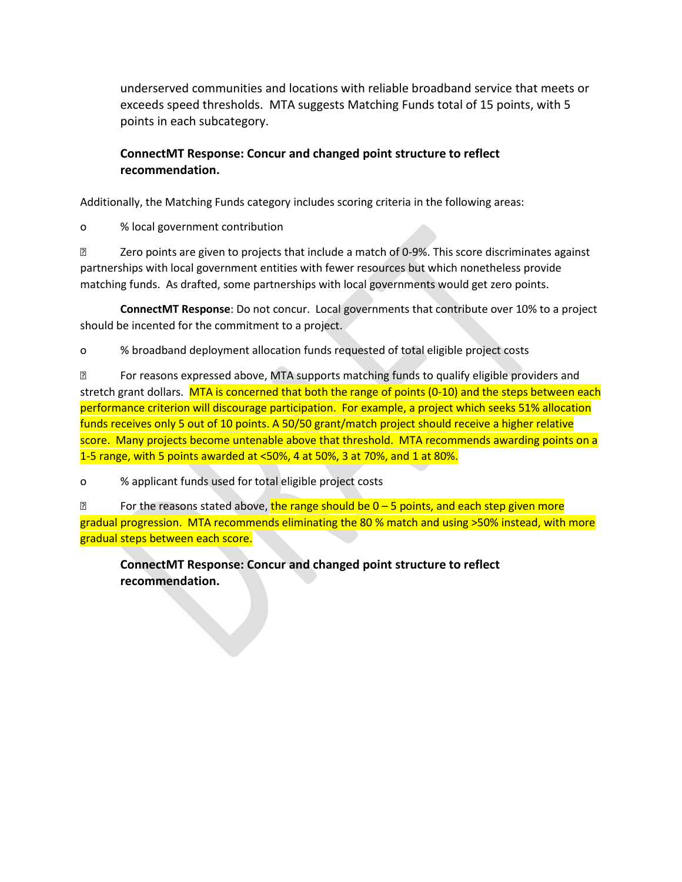underserved communities and locations with reliable broadband service that meets or exceeds speed thresholds. MTA suggests Matching Funds total of 15 points, with 5 points in each subcategory.

**ConnectMT Response: Concur and changed point structure to reflect recommendation.**

Additionally, the Matching Funds category includes scoring criteria in the following areas:

- % local government contribution
  - Zero points are given to projects that include a match of 0-9%. This score discriminates against partnerships with local government entities with fewer resources but which nonetheless provide matching funds. As drafted, some partnerships with local governments would get zero points.

**ConnectMT Response**: Do not concur. Local governments that contribute over 10% to a project should be incented for the commitment to a project.

- % broadband deployment allocation funds requested of total eligible project costs
  - For reasons expressed above, MTA supports matching funds to qualify eligible providers and stretch grant dollars. MTA is concerned that both the range of points (0-10) and the steps between each performance criterion will discourage participation. For example, a project which seeks 51% allocation funds receives only 5 out of 10 points. A 50/50 grant/match project should receive a higher relative score. Many projects become untenable above that threshold. MTA recommends awarding points on a 1-5 range, with 5 points awarded at <50%, 4 at 50%, 3 at 70%, and 1 at 80%.
- % applicant funds used for total eligible project costs
  - For the reasons stated above, the range should be 0 – 5 points, and each step given more gradual progression. MTA recommends eliminating the 80 % match and using >50% instead, with more gradual steps between each score.

**ConnectMT Response: Concur and changed point structure to reflect recommendation.**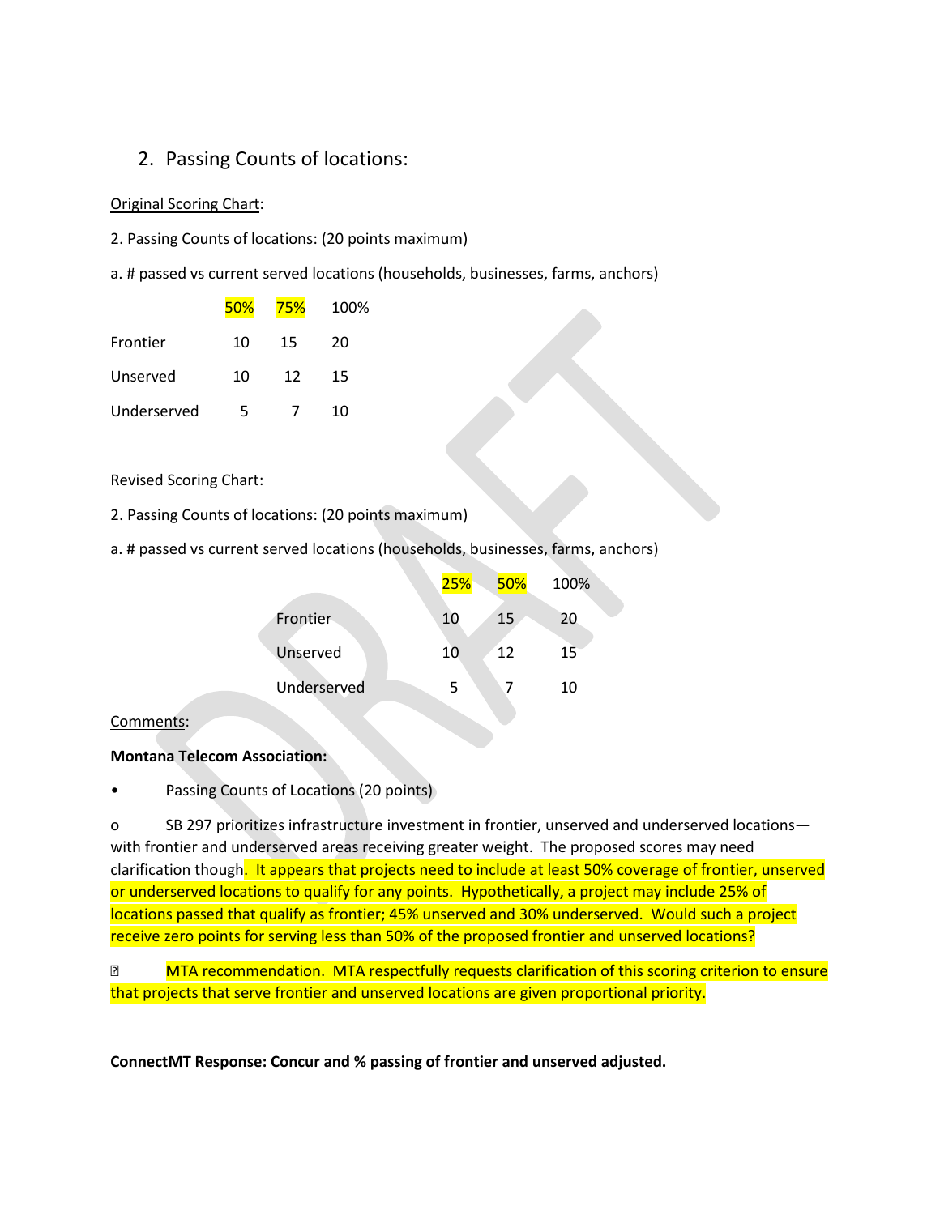## 2. Passing Counts of locations:

<u>Original Scoring Chart</u>:

2. Passing Counts of locations: (20 points maximum)

a. # passed vs current served locations (households, businesses, farms, anchors)

| | 50% | 75% | 100% |
|---|---|---|---|
| Frontier | 10 | 15 | 20 |
| Unserved | 10 | 12 | 15 |
| Underserved | 5 | 7 | 10 |

<u>Revised Scoring Chart</u>:

2. Passing Counts of locations: (20 points maximum)

a. # passed vs current served locations (households, businesses, farms, anchors)

| | 25% | 50% | 100% |
|---|---|---|---|
| Frontier | 10 | 15 | 20 |
| Unserved | 10 | 12 | 15 |
| Underserved | 5 | 7 | 10 |

<u>Comments</u>:

**Montana Telecom Association:**

- Passing Counts of Locations (20 points)
  - SB 297 prioritizes infrastructure investment in frontier, unserved and underserved locations—with frontier and underserved areas receiving greater weight. The proposed scores may need clarification though. It appears that projects need to include at least 50% coverage of frontier, unserved or underserved locations to qualify for any points. Hypothetically, a project may include 25% of locations passed that qualify as frontier; 45% unserved and 30% underserved. Would such a project receive zero points for serving less than 50% of the proposed frontier and unserved locations?
    - MTA recommendation. MTA respectfully requests clarification of this scoring criterion to ensure that projects that serve frontier and unserved locations are given proportional priority.

**ConnectMT Response: Concur and % passing of frontier and unserved adjusted.**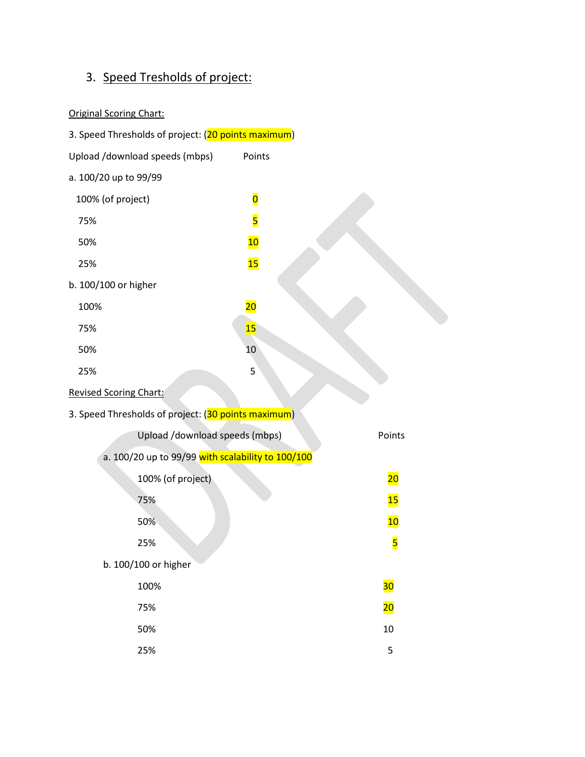## 3. Speed Tresholds of project:

Original Scoring Chart:

3. Speed Thresholds of project: (20 points maximum)

| Upload /download speeds (mbps) | Points |
|---|---|
| a. 100/20 up to 99/99 | |
| 100% (of project) | 0 |
| 75% | 5 |
| 50% | 10 |
| 25% | 15 |
| b. 100/100 or higher | |
| 100% | 20 |
| 75% | 15 |
| 50% | 10 |
| 25% | 5 |

Revised Scoring Chart:

3. Speed Thresholds of project: (30 points maximum)

| Upload /download speeds (mbps) | Points |
|---|---|
| a. 100/20 up to 99/99 with scalability to 100/100 | |
| 100% (of project) | 20 |
| 75% | 15 |
| 50% | 10 |
| 25% | 5 |
| b. 100/100 or higher | |
| 100% | 30 |
| 75% | 20 |
| 50% | 10 |
| 25% | 5 |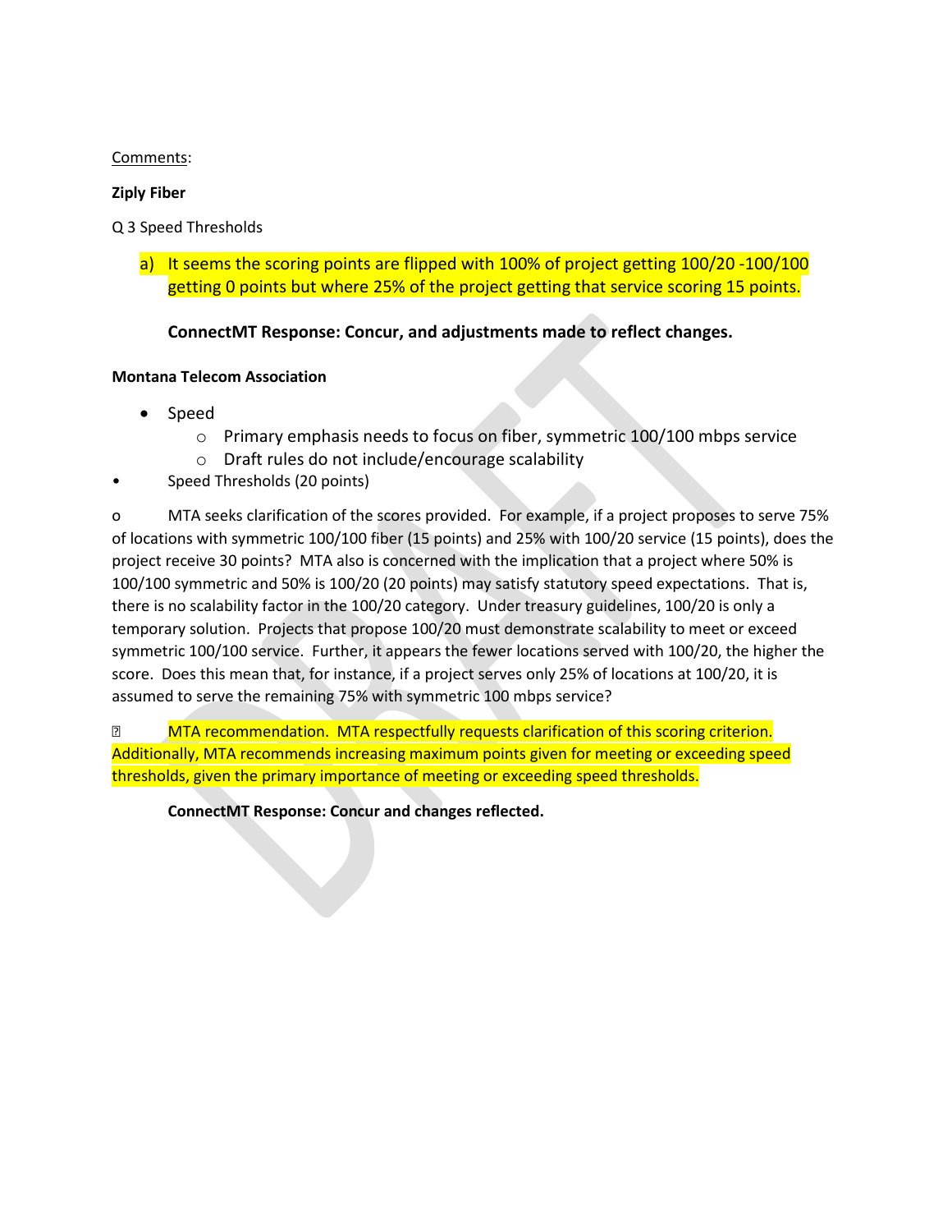Comments:

**Ziply Fiber**

Q 3 Speed Thresholds

a) It seems the scoring points are flipped with 100% of project getting 100/20 -100/100 getting 0 points but where 25% of the project getting that service scoring 15 points.

**ConnectMT Response: Concur, and adjustments made to reflect changes.**

**Montana Telecom Association**

- Speed
  - Primary emphasis needs to focus on fiber, symmetric 100/100 mbps service
  - Draft rules do not include/encourage scalability
- Speed Thresholds (20 points)

o MTA seeks clarification of the scores provided. For example, if a project proposes to serve 75% of locations with symmetric 100/100 fiber (15 points) and 25% with 100/20 service (15 points), does the project receive 30 points? MTA also is concerned with the implication that a project where 50% is 100/100 symmetric and 50% is 100/20 (20 points) may satisfy statutory speed expectations. That is, there is no scalability factor in the 100/20 category. Under treasury guidelines, 100/20 is only a temporary solution. Projects that propose 100/20 must demonstrate scalability to meet or exceed symmetric 100/100 service. Further, it appears the fewer locations served with 100/20, the higher the score. Does this mean that, for instance, if a project serves only 25% of locations at 100/20, it is assumed to serve the remaining 75% with symmetric 100 mbps service?

- MTA recommendation. MTA respectfully requests clarification of this scoring criterion. Additionally, MTA recommends increasing maximum points given for meeting or exceeding speed thresholds, given the primary importance of meeting or exceeding speed thresholds.

**ConnectMT Response: Concur and changes reflected.**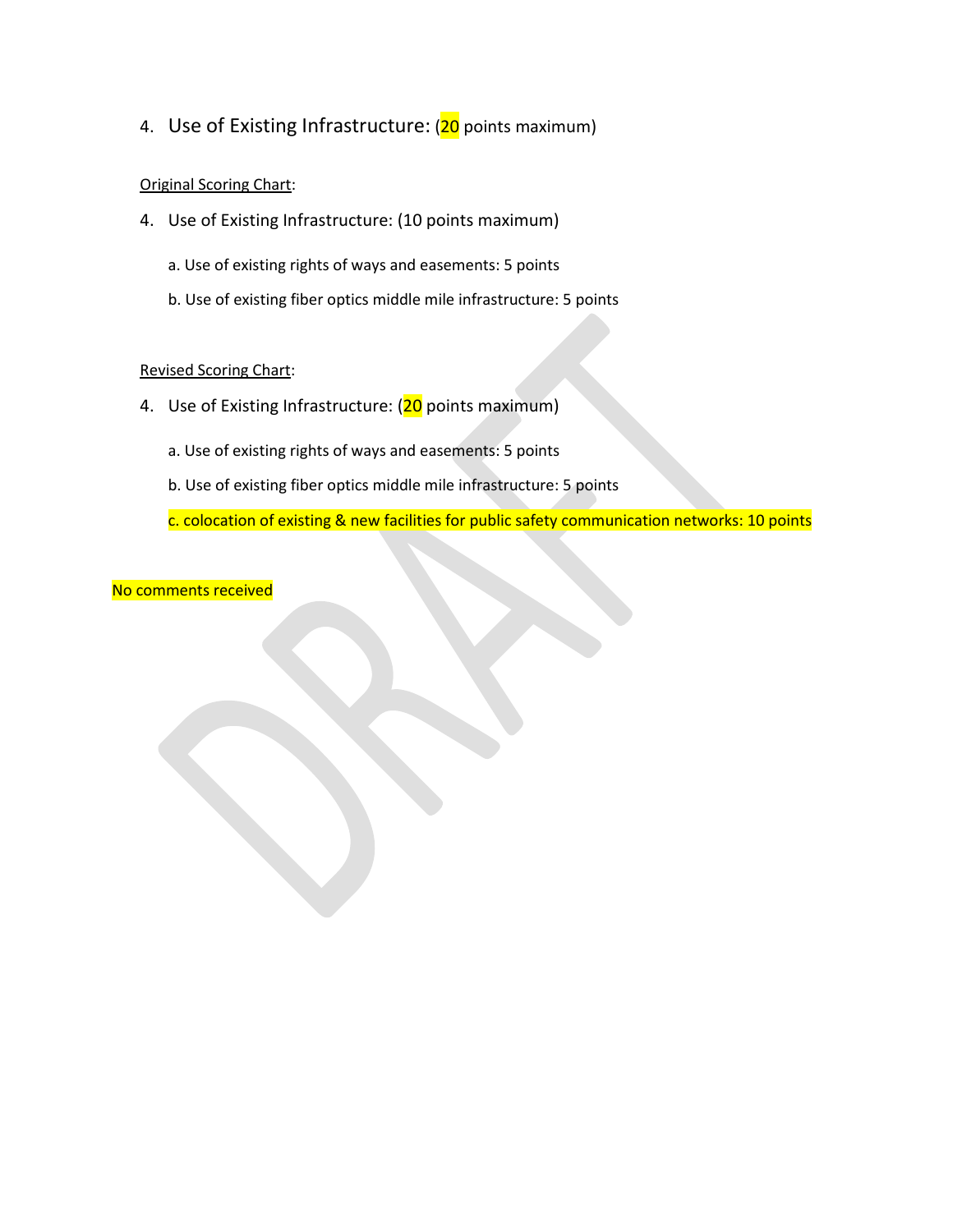4. Use of Existing Infrastructure: (20 points maximum)

Original Scoring Chart:

4. Use of Existing Infrastructure: (10 points maximum)

   a. Use of existing rights of ways and easements: 5 points

   b. Use of existing fiber optics middle mile infrastructure: 5 points

Revised Scoring Chart:

4. Use of Existing Infrastructure: (20 points maximum)

   a. Use of existing rights of ways and easements: 5 points

   b. Use of existing fiber optics middle mile infrastructure: 5 points

   c. colocation of existing & new facilities for public safety communication networks: 10 points

No comments received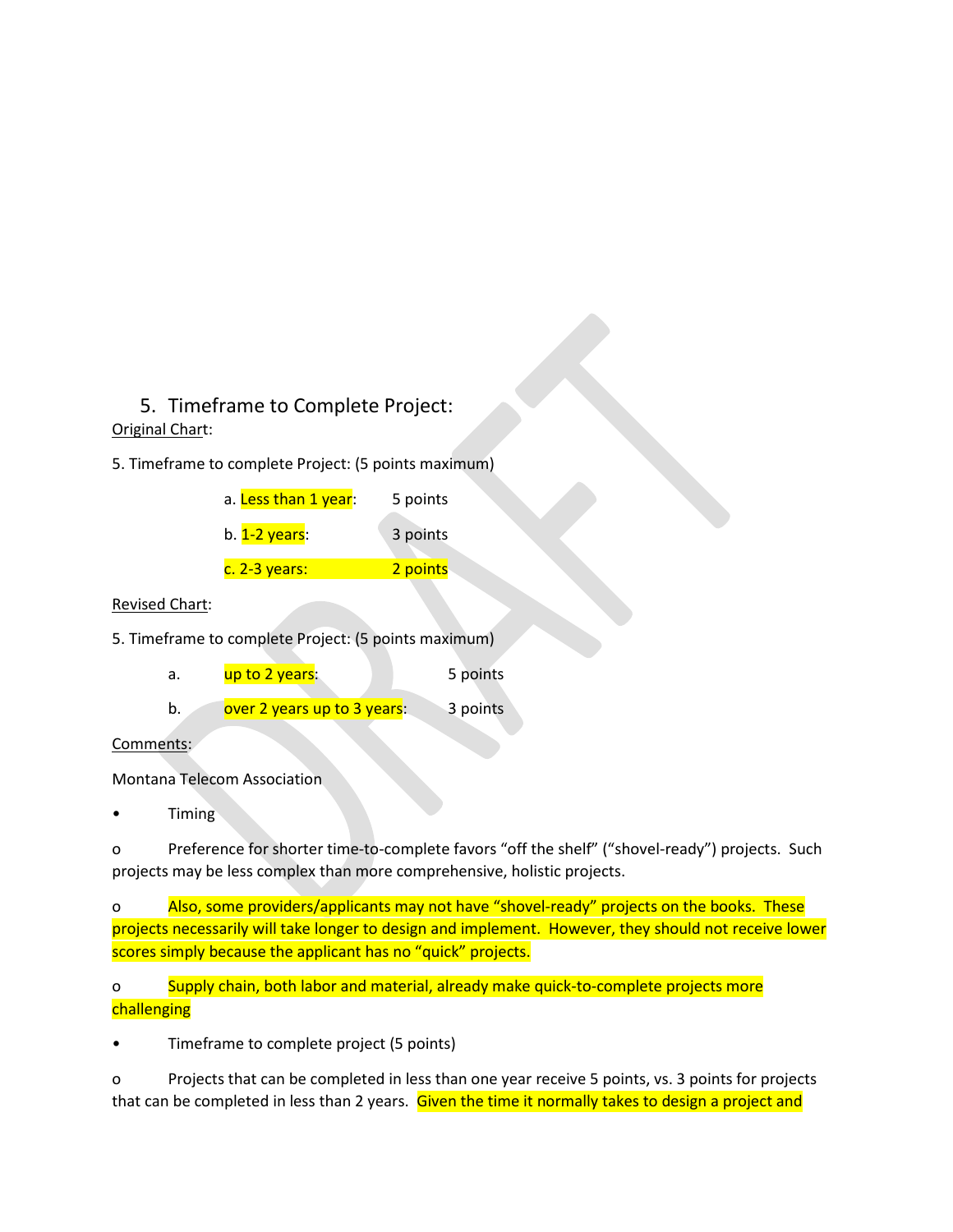## 5. Timeframe to Complete Project:

Original Chart:

5. Timeframe to complete Project: (5 points maximum)

a. Less than 1 year: 5 points

b. 1-2 years: 3 points

c. 2-3 years: 2 points

Revised Chart:

5. Timeframe to complete Project: (5 points maximum)

a. up to 2 years: 5 points

b. over 2 years up to 3 years: 3 points

Comments:

Montana Telecom Association

- Timing
  - Preference for shorter time-to-complete favors "off the shelf" ("shovel-ready") projects. Such projects may be less complex than more comprehensive, holistic projects.
  - Also, some providers/applicants may not have "shovel-ready" projects on the books. These projects necessarily will take longer to design and implement. However, they should not receive lower scores simply because the applicant has no "quick" projects.
  - Supply chain, both labor and material, already make quick-to-complete projects more challenging
- Timeframe to complete project (5 points)
  - Projects that can be completed in less than one year receive 5 points, vs. 3 points for projects that can be completed in less than 2 years. Given the time it normally takes to design a project and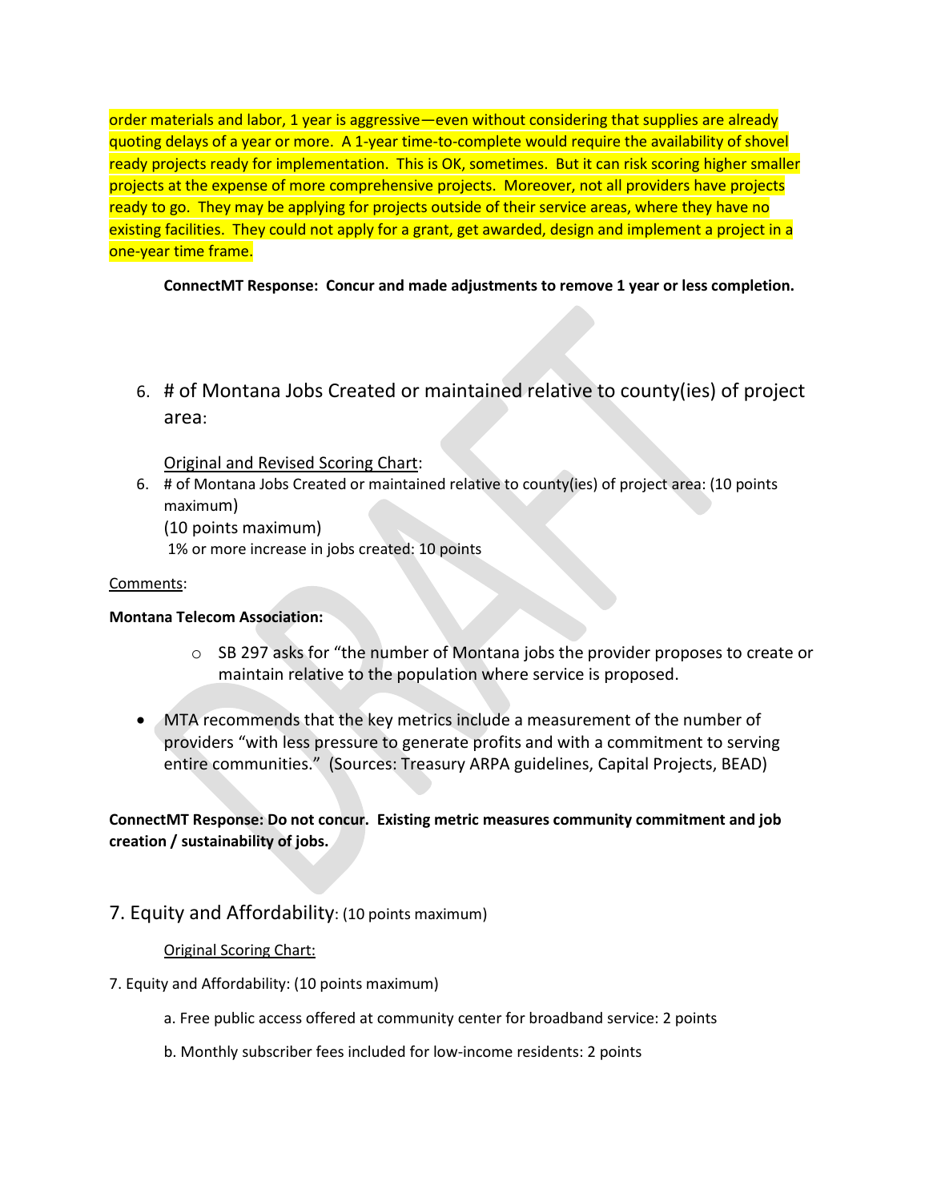order materials and labor, 1 year is aggressive—even without considering that supplies are already quoting delays of a year or more. A 1-year time-to-complete would require the availability of shovel ready projects ready for implementation. This is OK, sometimes. But it can risk scoring higher smaller projects at the expense of more comprehensive projects. Moreover, not all providers have projects ready to go. They may be applying for projects outside of their service areas, where they have no existing facilities. They could not apply for a grant, get awarded, design and implement a project in a one-year time frame.

**ConnectMT Response: Concur and made adjustments to remove 1 year or less completion.**

6. # of Montana Jobs Created or maintained relative to county(ies) of project area:

Original and Revised Scoring Chart:

6. # of Montana Jobs Created or maintained relative to county(ies) of project area: (10 points maximum)
   (10 points maximum)
   1% or more increase in jobs created: 10 points

Comments:

**Montana Telecom Association:**

- SB 297 asks for "the number of Montana jobs the provider proposes to create or maintain relative to the population where service is proposed.

- MTA recommends that the key metrics include a measurement of the number of providers "with less pressure to generate profits and with a commitment to serving entire communities." (Sources: Treasury ARPA guidelines, Capital Projects, BEAD)

**ConnectMT Response: Do not concur. Existing metric measures community commitment and job creation / sustainability of jobs.**

7. Equity and Affordability: (10 points maximum)

Original Scoring Chart:

7. Equity and Affordability: (10 points maximum)

a. Free public access offered at community center for broadband service: 2 points

b. Monthly subscriber fees included for low-income residents: 2 points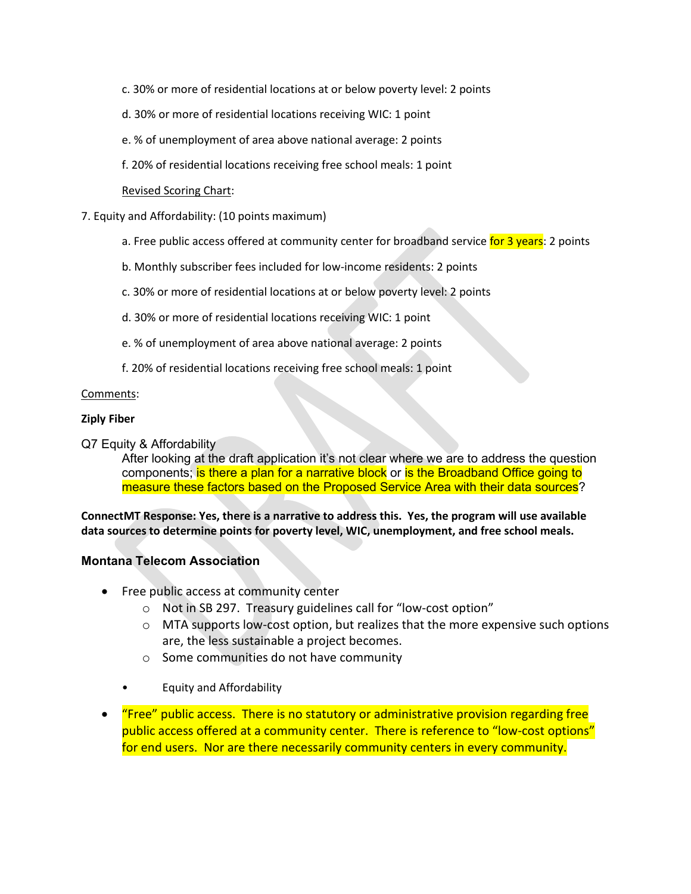c. 30% or more of residential locations at or below poverty level: 2 points

d. 30% or more of residential locations receiving WIC: 1 point

e. % of unemployment of area above national average: 2 points

f. 20% of residential locations receiving free school meals: 1 point

Revised Scoring Chart:

7. Equity and Affordability: (10 points maximum)

a. Free public access offered at community center for broadband service for 3 years: 2 points

b. Monthly subscriber fees included for low-income residents: 2 points

c. 30% or more of residential locations at or below poverty level: 2 points

d. 30% or more of residential locations receiving WIC: 1 point

e. % of unemployment of area above national average: 2 points

f. 20% of residential locations receiving free school meals: 1 point

Comments:

**Ziply Fiber**

Q7 Equity & Affordability

After looking at the draft application it's not clear where we are to address the question components; is there a plan for a narrative block or is the Broadband Office going to measure these factors based on the Proposed Service Area with their data sources?

**ConnectMT Response: Yes, there is a narrative to address this. Yes, the program will use available data sources to determine points for poverty level, WIC, unemployment, and free school meals.**

**Montana Telecom Association**

- Free public access at community center
  - Not in SB 297. Treasury guidelines call for "low-cost option"
  - MTA supports low-cost option, but realizes that the more expensive such options are, the less sustainable a project becomes.
  - Some communities do not have community
  - Equity and Affordability
- "Free" public access. There is no statutory or administrative provision regarding free public access offered at a community center. There is reference to "low-cost options" for end users. Nor are there necessarily community centers in every community.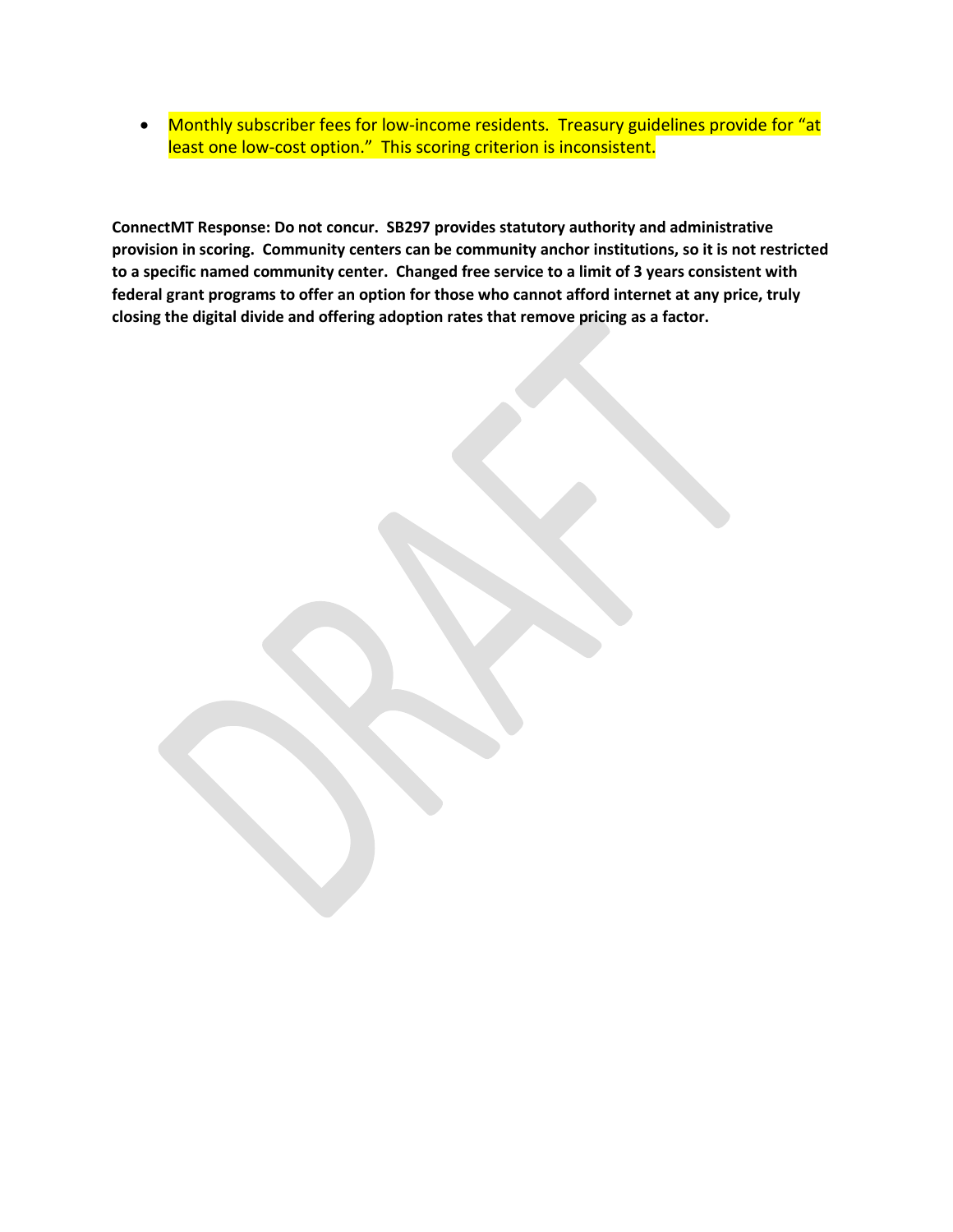- Monthly subscriber fees for low-income residents. Treasury guidelines provide for "at least one low-cost option." This scoring criterion is inconsistent.

**ConnectMT Response: Do not concur. SB297 provides statutory authority and administrative provision in scoring. Community centers can be community anchor institutions, so it is not restricted to a specific named community center. Changed free service to a limit of 3 years consistent with federal grant programs to offer an option for those who cannot afford internet at any price, truly closing the digital divide and offering adoption rates that remove pricing as a factor.**